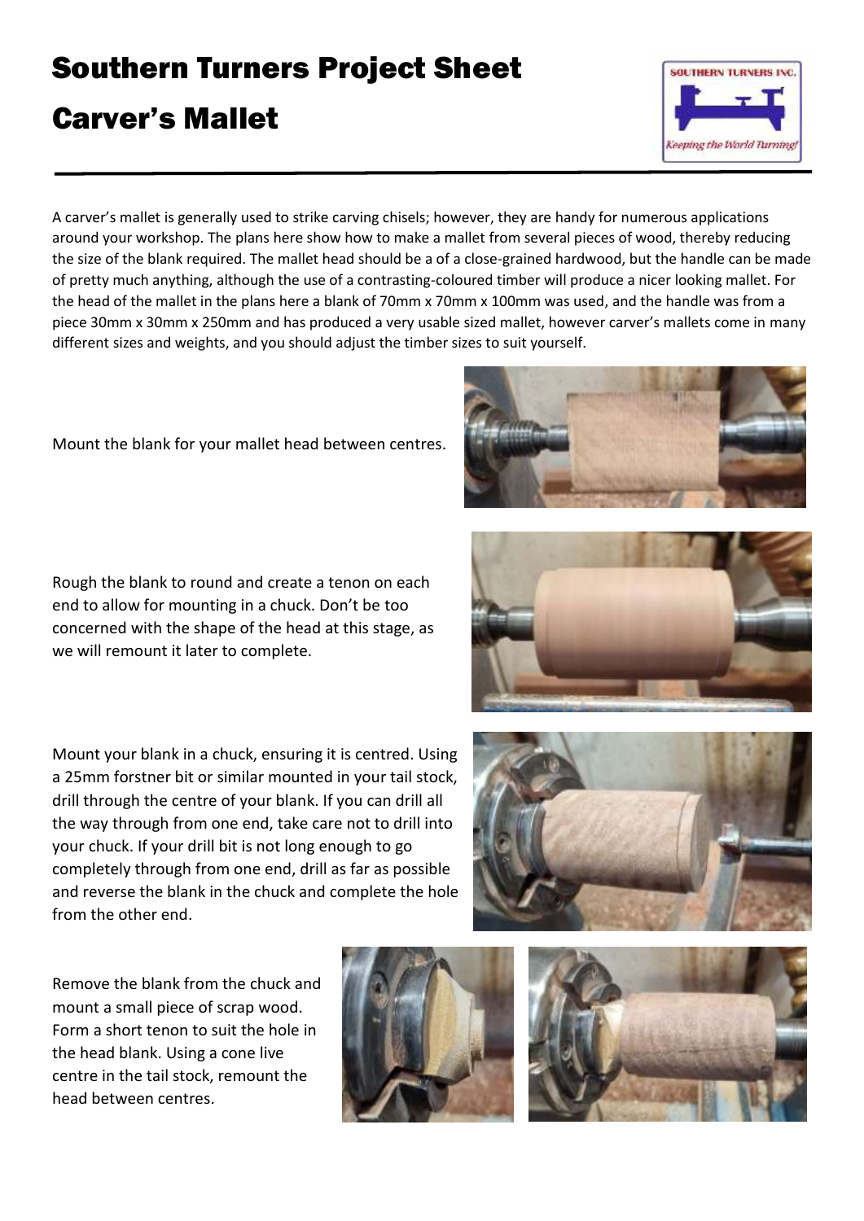# Southern Turners Project Sheet

# Carver's Mallet

A carver's mallet is generally used to strike carving chisels; however, they are handy for numerous applications around your workshop. The plans here show how to make a mallet from several pieces of wood, thereby reducing the size of the blank required. The mallet head should be a of a close-grained hardwood, but the handle can be made of pretty much anything, although the use of a contrasting-coloured timber will produce a nicer looking mallet. For the head of the mallet in the plans here a blank of 70mm x 70mm x 100mm was used, and the handle was from a piece 30mm x 30mm x 250mm and has produced a very usable sized mallet, however carver's mallets come in many different sizes and weights, and you should adjust the timber sizes to suit yourself.

Mount the blank for your mallet head between centres.

Rough the blank to round and create a tenon on each end to allow for mounting in a chuck. Don't be too concerned with the shape of the head at this stage, as we will remount it later to complete.

Mount your blank in a chuck, ensuring it is centred. Using a 25mm forstner bit or similar mounted in your tail stock, drill through the centre of your blank. If you can drill all the way through from one end, take care not to drill into your chuck. If your drill bit is not long enough to go completely through from one end, drill as far as possible and reverse the blank in the chuck and complete the hole from the other end.

Remove the blank from the chuck and mount a small piece of scrap wood. Form a short tenon to suit the hole in the head blank. Using a cone live centre in the tail stock, remount the head between centres.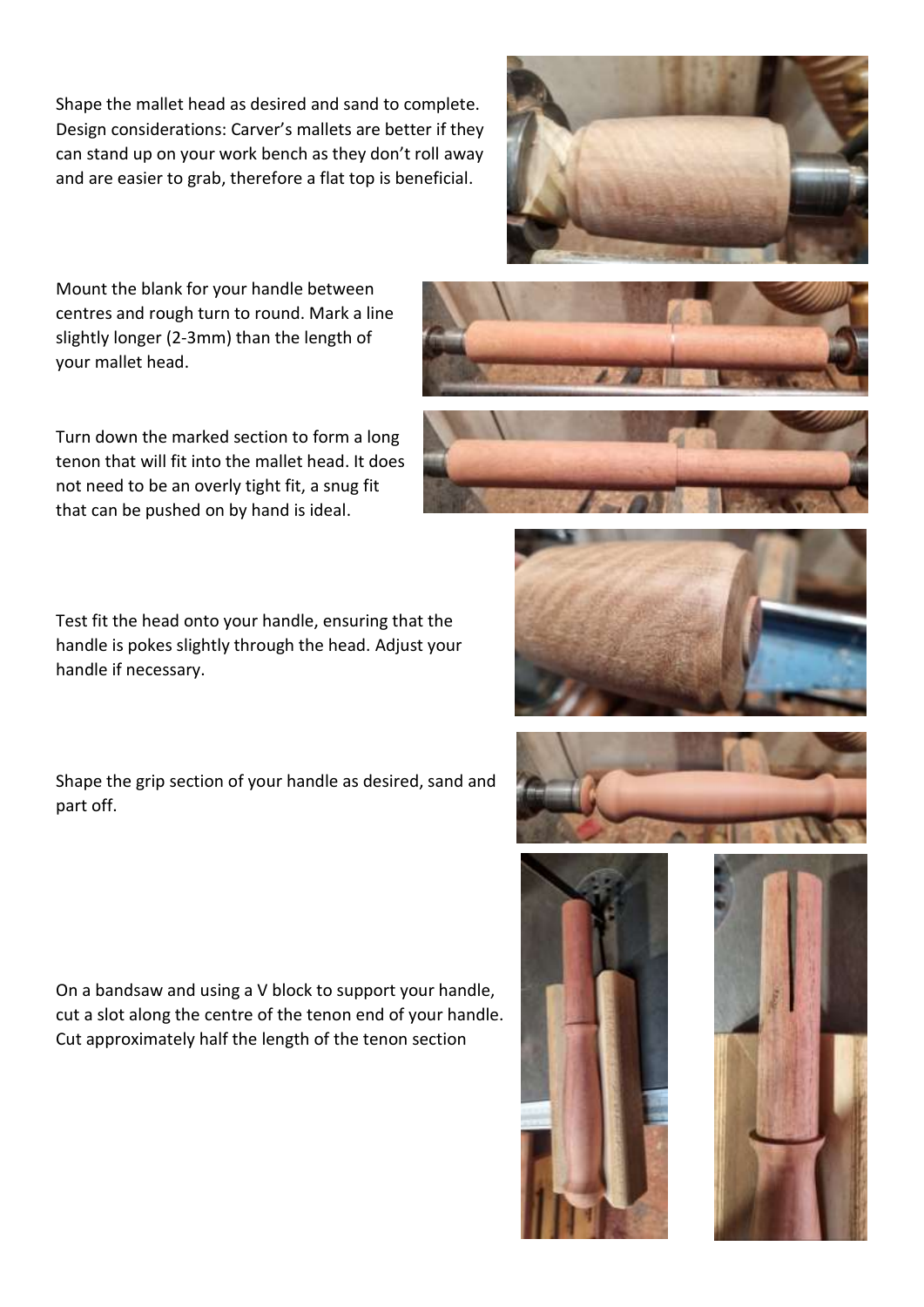Shape the mallet head as desired and sand to complete. Design considerations: Carver's mallets are better if they can stand up on your work bench as they don't roll away and are easier to grab, therefore a flat top is beneficial.

Mount the blank for your handle between centres and rough turn to round. Mark a line slightly longer (2-3mm) than the length of your mallet head.

Turn down the marked section to form a long tenon that will fit into the mallet head. It does not need to be an overly tight fit, a snug fit that can be pushed on by hand is ideal.

Test fit the head onto your handle, ensuring that the handle is pokes slightly through the head. Adjust your handle if necessary.

Shape the grip section of your handle as desired, sand and part off.

On a bandsaw and using a V block to support your handle, cut a slot along the centre of the tenon end of your handle. Cut approximately half the length of the tenon section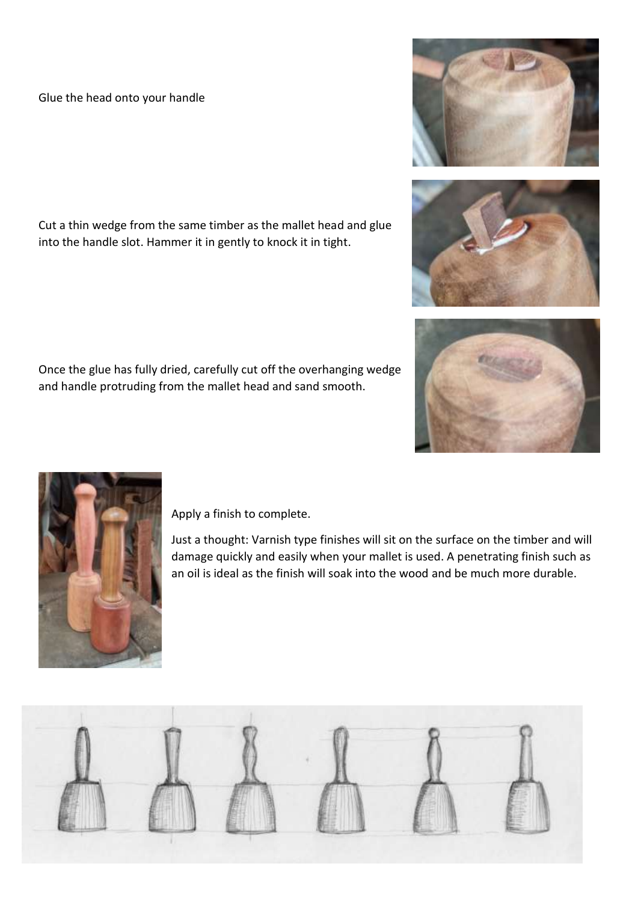Glue the head onto your handle

Cut a thin wedge from the same timber as the mallet head and glue into the handle slot. Hammer it in gently to knock it in tight.

Once the glue has fully dried, carefully cut off the overhanging wedge and handle protruding from the mallet head and sand smooth.

Apply a finish to complete.

Just a thought: Varnish type finishes will sit on the surface on the timber and will damage quickly and easily when your mallet is used. A penetrating finish such as an oil is ideal as the finish will soak into the wood and be much more durable.